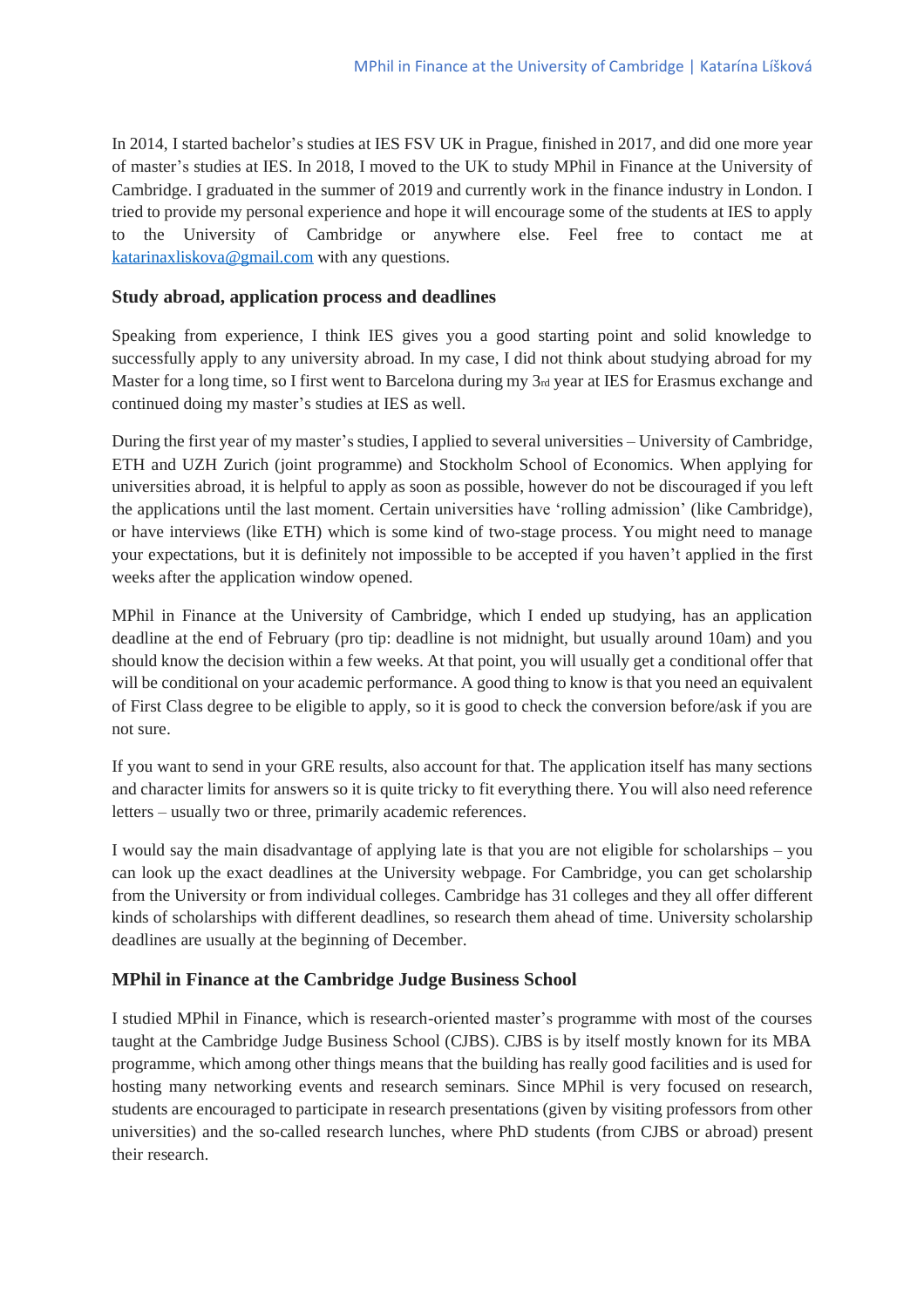In 2014, I started bachelor's studies at IES FSV UK in Prague, finished in 2017, and did one more year of master's studies at IES. In 2018, I moved to the UK to study MPhil in Finance at the University of Cambridge. I graduated in the summer of 2019 and currently work in the finance industry in London. I tried to provide my personal experience and hope it will encourage some of the students at IES to apply to the University of Cambridge or anywhere else. Feel free to contact me at [katarinaxliskova@gmail.com](mailto:katarinaxliskova@gmail.com) with any questions.

### Study abroad, application process and deadlines

Speaking from experience, I think IES gives you a good starting point and solid knowledge to successfully apply to any university abroad. In my case, I did not think about studying abroad for my Master for a long time, so I first went to Barcelona during my 3rd year at IES for Erasmus exchange and continued doing my master's studies at IES as well.

During the first year of my master's studies, I applied to several universities – University of Cambridge, ETH and UZH Zurich (joint programme) and Stockholm School of Economics. When applying for universities abroad, it is helpful to apply as soon as possible, however do not be discouraged if you left the applications until the last moment. Certain universities have 'rolling admission' (like Cambridge), or have interviews (like ETH) which is some kind of two-stage process. You might need to manage your expectations, but it is definitely not impossible to be accepted if you haven't applied in the first weeks after the application window opened.

MPhil in Finance at the University of Cambridge, which I ended up studying, has an application deadline at the end of February (pro tip: deadline is not midnight, but usually around 10am) and you should know the decision within a few weeks. At that point, you will usually get a conditional offer that will be conditional on your academic performance. A good thing to know is that you need an equivalent of First Class degree to be eligible to apply, so it is good to check the conversion before/ask if you are not sure.

If you want to send in your GRE results, also account for that. The application itself has many sections and character limits for answers so it is quite tricky to fit everything there. You will also need reference letters – usually two or three, primarily academic references.

I would say the main disadvantage of applying late is that you are not eligible for scholarships – you can look up the exact deadlines at the University webpage. For Cambridge, you can get scholarship from the University or from individual colleges. Cambridge has 31 colleges and they all offer different kinds of scholarships with different deadlines, so research them ahead of time. University scholarship deadlines are usually at the beginning of December.

### MPhil in Finance at the Cambridge Judge Business School

I studied MPhil in Finance, which is research-oriented master's programme with most of the courses taught at the Cambridge Judge Business School (CJBS). CJBS is by itself mostly known for its MBA programme, which among other things means that the building has really good facilities and is used for hosting many networking events and research seminars. Since MPhil is very focused on research, students are encouraged to participate in research presentations (given by visiting professors from other universities) and the so-called research lunches, where PhD students (from CJBS or abroad) present their research.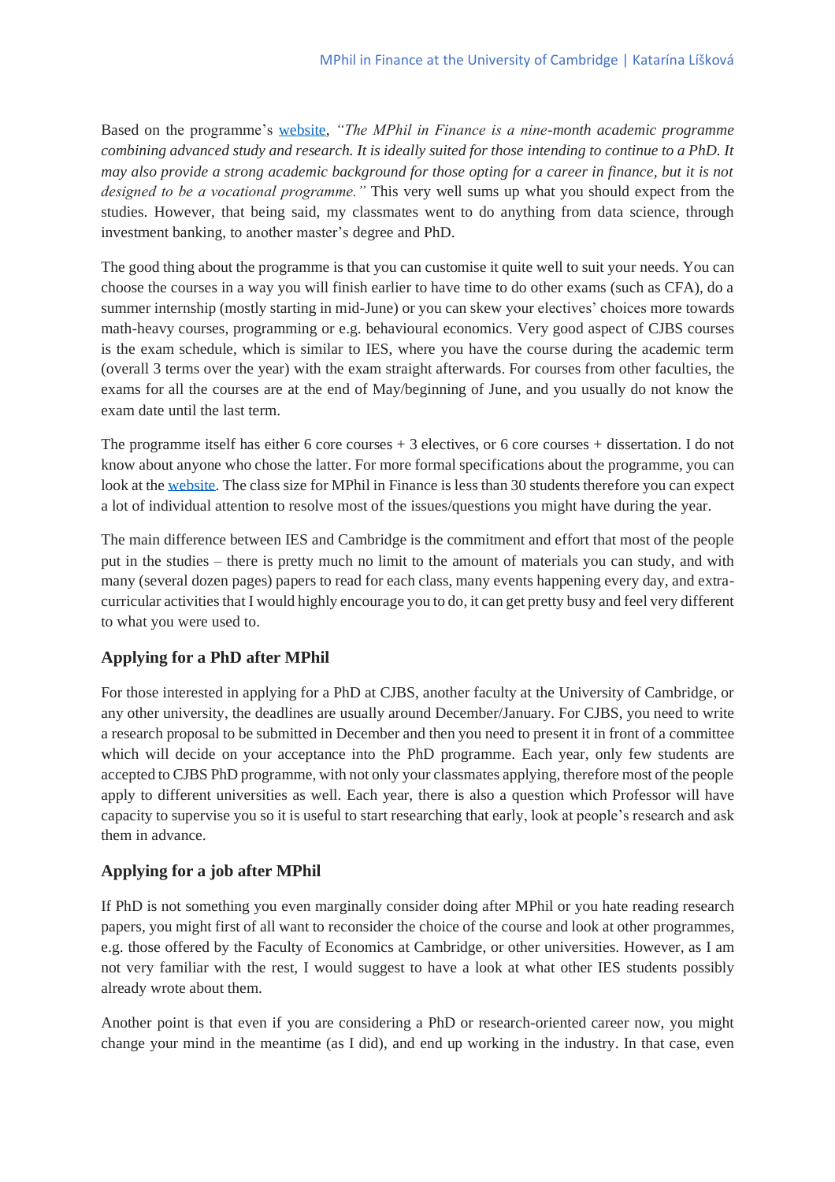Based on the programme's [website](), *"The MPhil in Finance is a nine-month academic programme combining advanced study and research. It is ideally suited for those intending to continue to a PhD. It may also provide a strong academic background for those opting for a career in finance, but it is not designed to be a vocational programme."* This very well sums up what you should expect from the studies. However, that being said, my classmates went to do anything from data science, through investment banking, to another master's degree and PhD.

The good thing about the programme is that you can customise it quite well to suit your needs. You can choose the courses in a way you will finish earlier to have time to do other exams (such as CFA), do a summer internship (mostly starting in mid-June) or you can skew your electives' choices more towards math-heavy courses, programming or e.g. behavioural economics. Very good aspect of CJBS courses is the exam schedule, which is similar to IES, where you have the course during the academic term (overall 3 terms over the year) with the exam straight afterwards. For courses from other faculties, the exams for all the courses are at the end of May/beginning of June, and you usually do not know the exam date until the last term.

The programme itself has either 6 core courses + 3 electives, or 6 core courses + dissertation. I do not know about anyone who chose the latter. For more formal specifications about the programme, you can look at the [website](). The class size for MPhil in Finance is less than 30 students therefore you can expect a lot of individual attention to resolve most of the issues/questions you might have during the year.

The main difference between IES and Cambridge is the commitment and effort that most of the people put in the studies – there is pretty much no limit to the amount of materials you can study, and with many (several dozen pages) papers to read for each class, many events happening every day, and extra-curricular activities that I would highly encourage you to do, it can get pretty busy and feel very different to what you were used to.

### Applying for a PhD after MPhil

For those interested in applying for a PhD at CJBS, another faculty at the University of Cambridge, or any other university, the deadlines are usually around December/January. For CJBS, you need to write a research proposal to be submitted in December and then you need to present it in front of a committee which will decide on your acceptance into the PhD programme. Each year, only few students are accepted to CJBS PhD programme, with not only your classmates applying, therefore most of the people apply to different universities as well. Each year, there is also a question which Professor will have capacity to supervise you so it is useful to start researching that early, look at people's research and ask them in advance.

### Applying for a job after MPhil

If PhD is not something you even marginally consider doing after MPhil or you hate reading research papers, you might first of all want to reconsider the choice of the course and look at other programmes, e.g. those offered by the Faculty of Economics at Cambridge, or other universities. However, as I am not very familiar with the rest, I would suggest to have a look at what other IES students possibly already wrote about them.

Another point is that even if you are considering a PhD or research-oriented career now, you might change your mind in the meantime (as I did), and end up working in the industry. In that case, even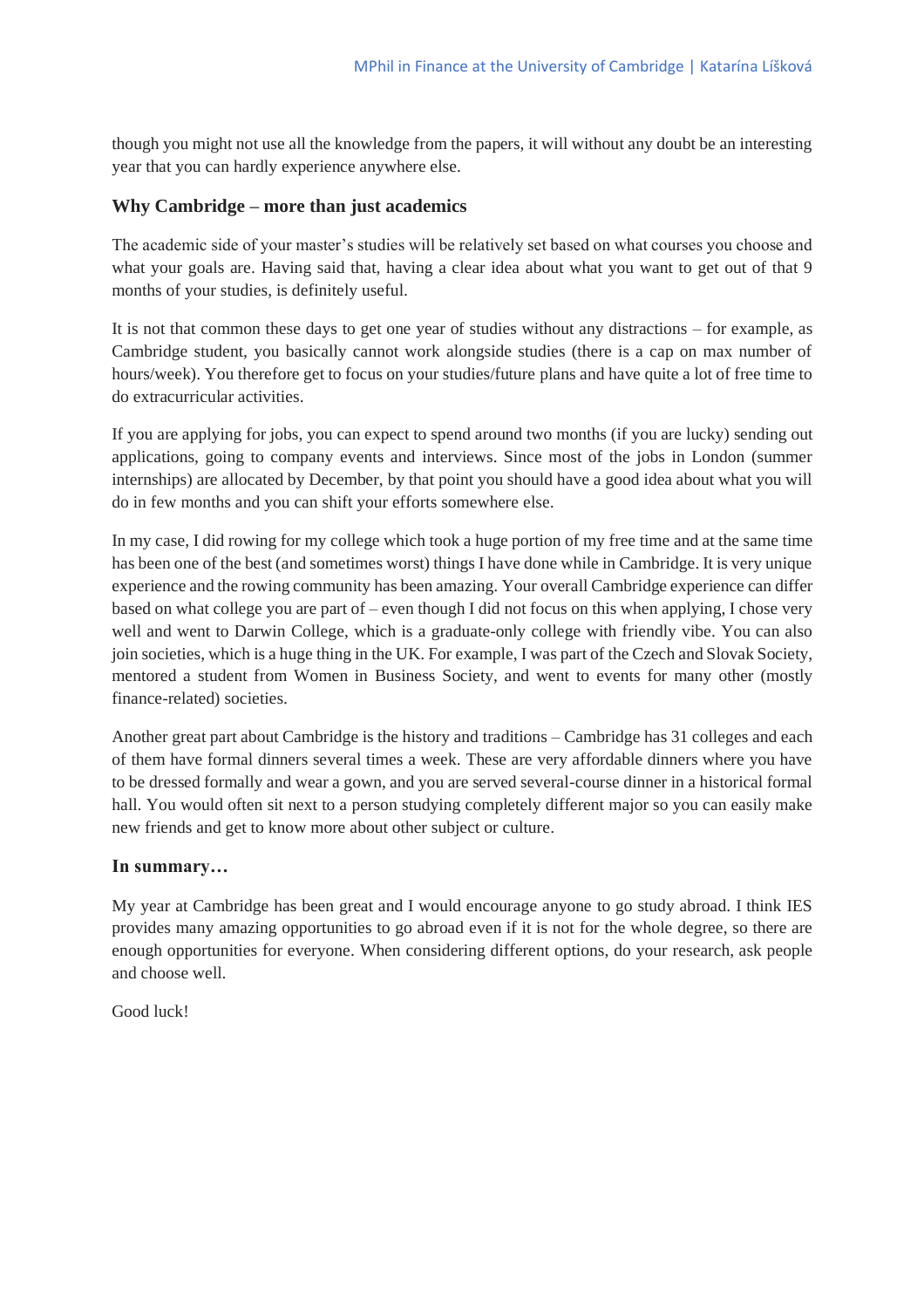though you might not use all the knowledge from the papers, it will without any doubt be an interesting year that you can hardly experience anywhere else.

### Why Cambridge – more than just academics

The academic side of your master's studies will be relatively set based on what courses you choose and what your goals are. Having said that, having a clear idea about what you want to get out of that 9 months of your studies, is definitely useful.

It is not that common these days to get one year of studies without any distractions – for example, as Cambridge student, you basically cannot work alongside studies (there is a cap on max number of hours/week). You therefore get to focus on your studies/future plans and have quite a lot of free time to do extracurricular activities.

If you are applying for jobs, you can expect to spend around two months (if you are lucky) sending out applications, going to company events and interviews. Since most of the jobs in London (summer internships) are allocated by December, by that point you should have a good idea about what you will do in few months and you can shift your efforts somewhere else.

In my case, I did rowing for my college which took a huge portion of my free time and at the same time has been one of the best (and sometimes worst) things I have done while in Cambridge. It is very unique experience and the rowing community has been amazing. Your overall Cambridge experience can differ based on what college you are part of – even though I did not focus on this when applying, I chose very well and went to Darwin College, which is a graduate-only college with friendly vibe. You can also join societies, which is a huge thing in the UK. For example, I was part of the Czech and Slovak Society, mentored a student from Women in Business Society, and went to events for many other (mostly finance-related) societies.

Another great part about Cambridge is the history and traditions – Cambridge has 31 colleges and each of them have formal dinners several times a week. These are very affordable dinners where you have to be dressed formally and wear a gown, and you are served several-course dinner in a historical formal hall. You would often sit next to a person studying completely different major so you can easily make new friends and get to know more about other subject or culture.

### In summary…

My year at Cambridge has been great and I would encourage anyone to go study abroad. I think IES provides many amazing opportunities to go abroad even if it is not for the whole degree, so there are enough opportunities for everyone. When considering different options, do your research, ask people and choose well.

Good luck!